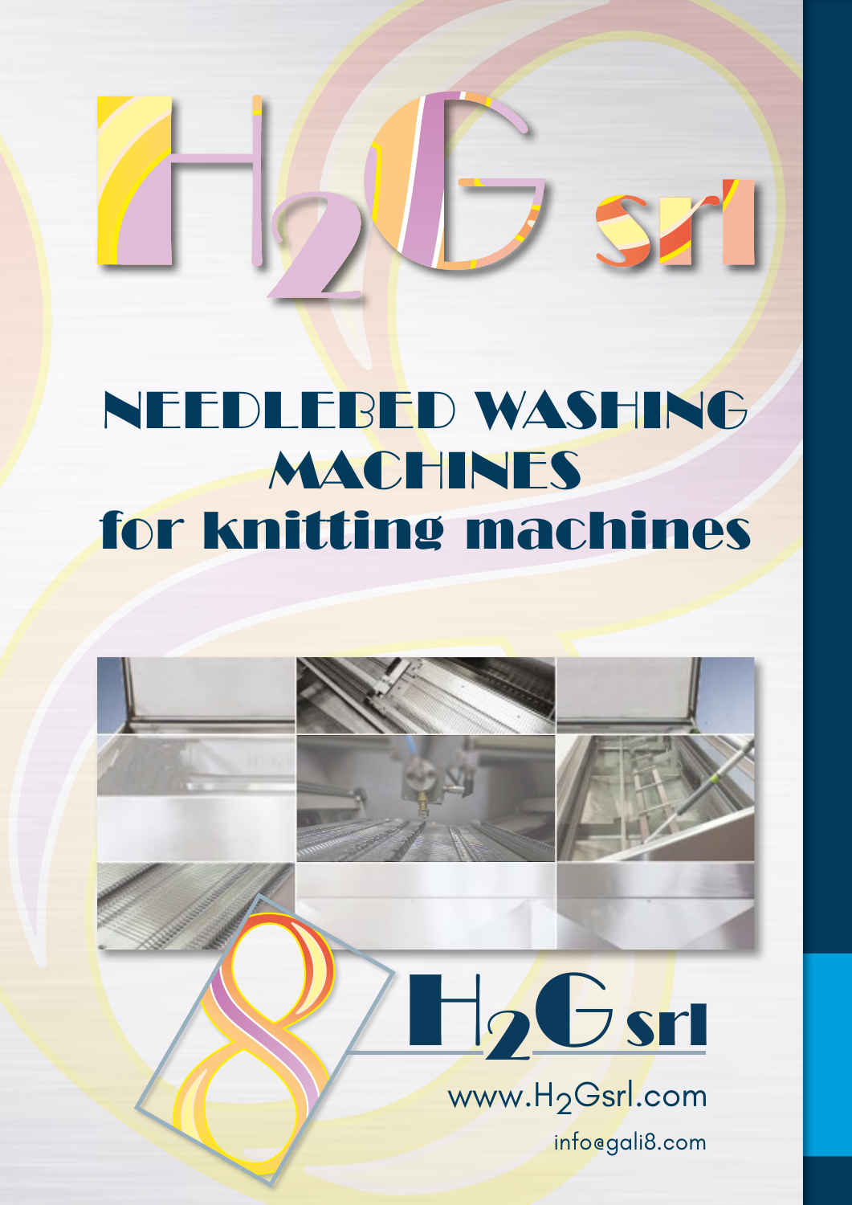# $H_2G$ srl

# NEEDLEBED WASHING MACHINES
# for knitting machines

## $H_2G$ srl

www.$H_2$Gsrl.com

info@gali8.com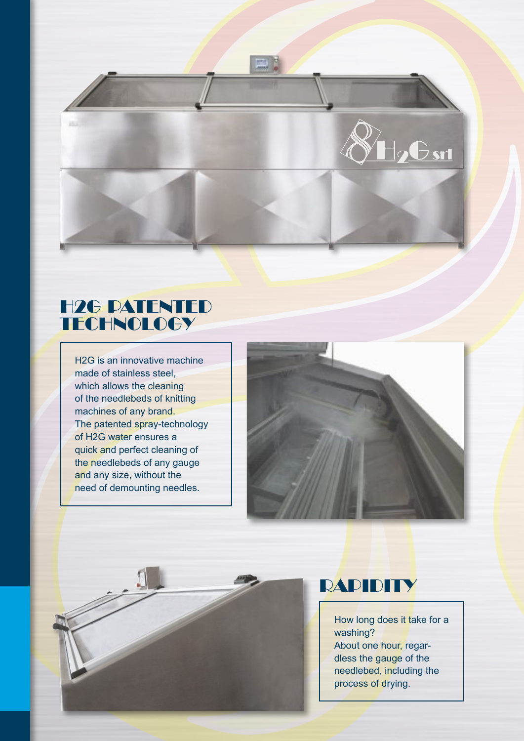## H2G PATENTED TECHNOLOGY

H2G is an innovative machine made of stainless steel, which allows the cleaning of the needlebeds of knitting machines of any brand. The patented spray-technology of H2G water ensures a quick and perfect cleaning of the needlebeds of any gauge and any size, without the need of demounting needles.

## RAPIDITY

How long does it take for a washing?
About one hour, regardless the gauge of the needlebed, including the process of drying.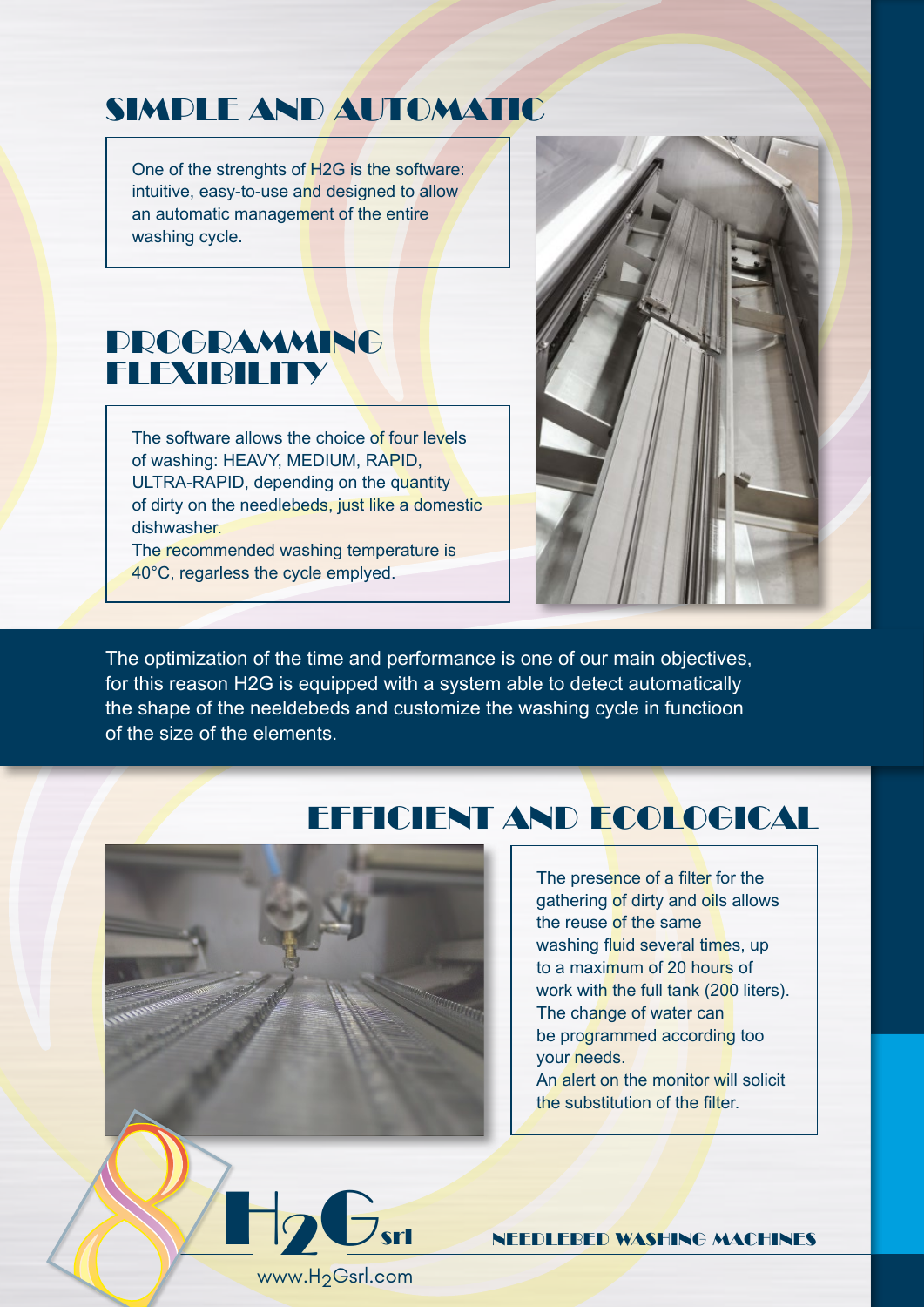## SIMPLE AND AUTOMATIC

One of the strenghts of H2G is the software: intuitive, easy-to-use and designed to allow an automatic management of the entire washing cycle.

## PROGRAMMING FLEXIBILITY

The software allows the choice of four levels of washing: HEAVY, MEDIUM, RAPID, ULTRA-RAPID, depending on the quantity of dirty on the needlebeds, just like a domestic dishwasher.
The recommended washing temperature is 40°C, regarless the cycle emplyed.

The optimization of the time and performance is one of our main objectives, for this reason H2G is equipped with a system able to detect automatically the shape of the neeldebeds and customize the washing cycle in functioon of the size of the elements.

## EFFICIENT AND ECOLOGICAL

The presence of a filter for the gathering of dirty and oils allows the reuse of the same washing fluid several times, up to a maximum of 20 hours of work with the full tank (200 liters).
The change of water can be programmed according too your needs.
An alert on the monitor will solicit the substitution of the filter.

$H_2G$ srl

www.$H_2$Gsrl.com

NEEDLEBED WASHING MACHINES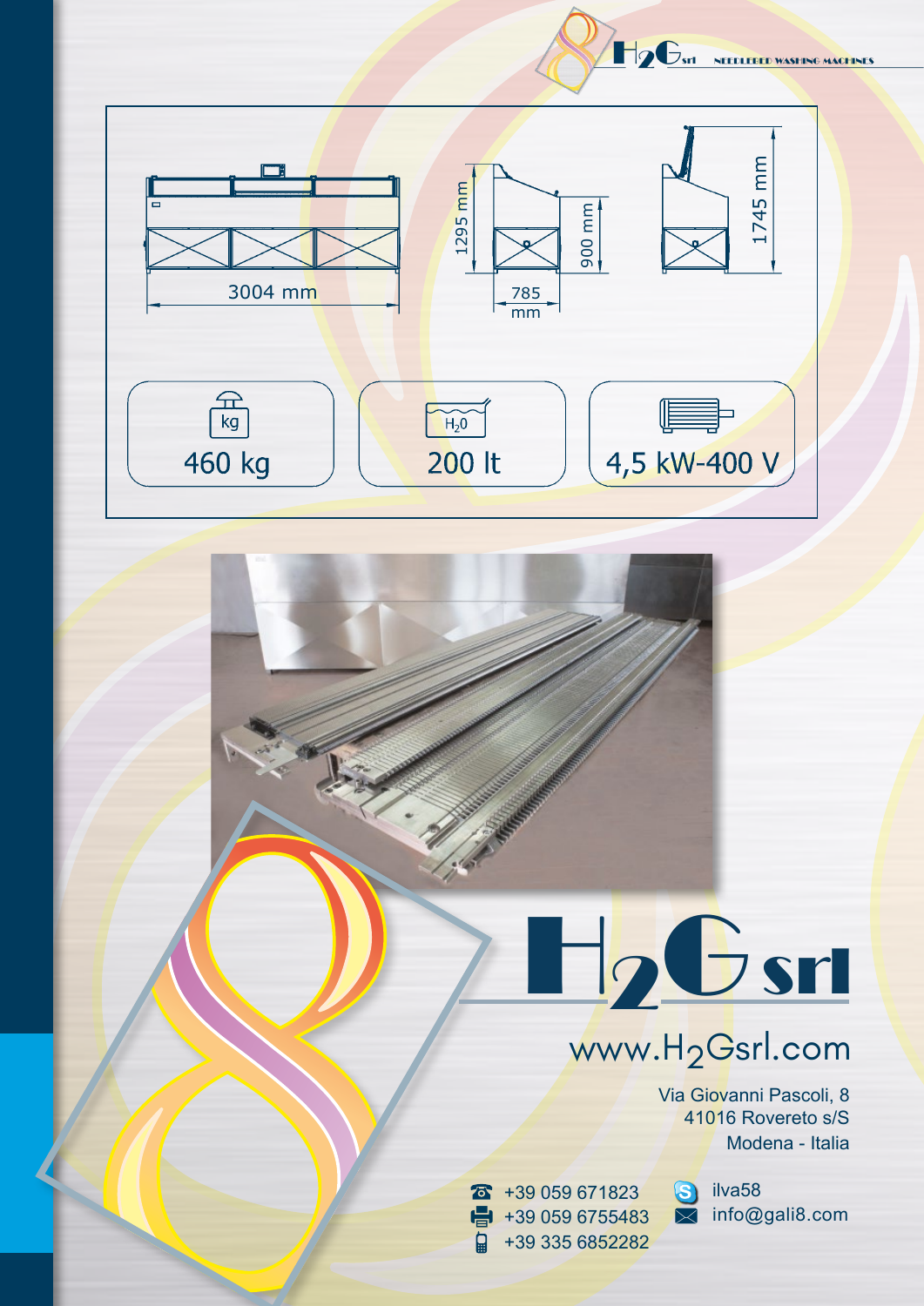H2G srl NEEDLEBED WASHING MACHINES

3004 mm

1295 mm

900 mm

785 mm

1745 mm

460 kg

200 lt

4,5 kW-400 V

# $H_2G$ srl

www.$H_2$Gsrl.com

Via Giovanni Pascoli, 8
41016 Rovereto s/S
Modena - Italia

+39 059 671823
+39 059 6755483
+39 335 6852282

ilva58
info@gali8.com